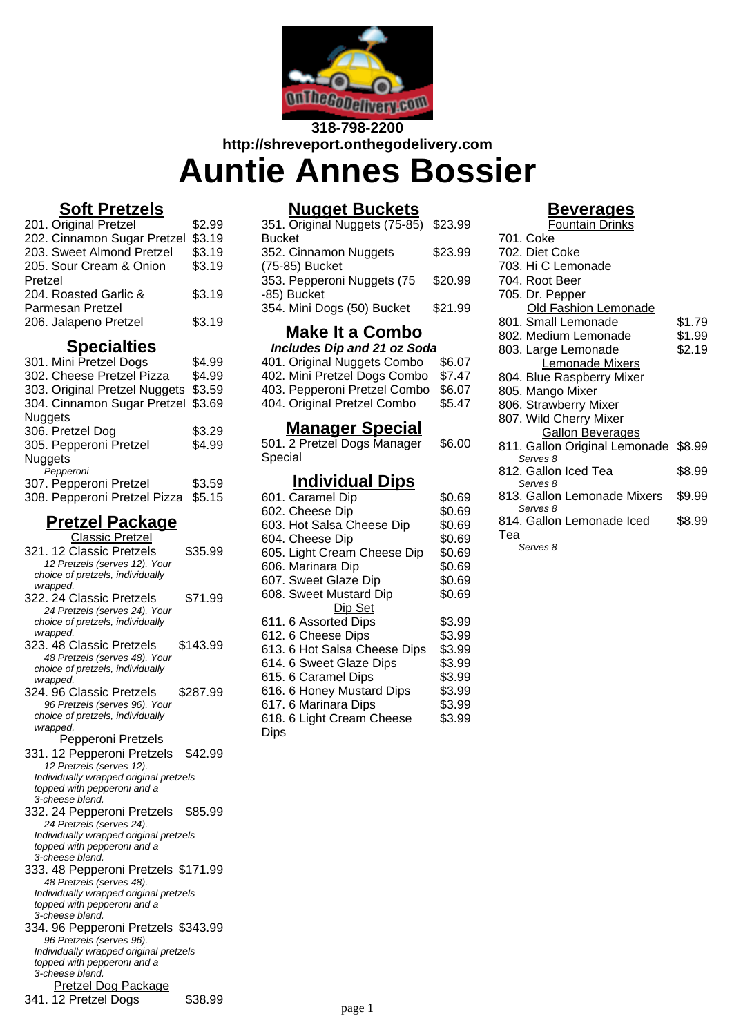318-798-2200
http://shreveport.onthegodelivery.com

# Auntie Annes Bossier

## Soft Pretzels

| Item | Price |
|---|---|
| 201. Original Pretzel | $2.99 |
| 202. Cinnamon Sugar Pretzel | $3.19 |
| 203. Sweet Almond Pretzel | $3.19 |
| 205. Sour Cream & Onion Pretzel | $3.19 |
| 204. Roasted Garlic & Parmesan Pretzel | $3.19 |
| 206. Jalapeno Pretzel | $3.19 |

## Specialties

| Item | Price |
|---|---|
| 301. Mini Pretzel Dogs | $4.99 |
| 302. Cheese Pretzel Pizza | $4.99 |
| 303. Original Pretzel Nuggets | $3.59 |
| 304. Cinnamon Sugar Pretzel Nuggets | $3.69 |
| 306. Pretzel Dog | $3.29 |
| 305. Pepperoni Pretzel Nuggets<br>*Pepperoni* | $4.99 |
| 307. Pepperoni Pretzel | $3.59 |
| 308. Pepperoni Pretzel Pizza | $5.15 |

## Pretzel Package

### Classic Pretzel

| Item | Price |
|---|---|
| 321. 12 Classic Pretzels<br>*12 Pretzels (serves 12). Your choice of pretzels, individually wrapped.* | $35.99 |
| 322. 24 Classic Pretzels<br>*24 Pretzels (serves 24). Your choice of pretzels, individually wrapped.* | $71.99 |
| 323. 48 Classic Pretzels<br>*48 Pretzels (serves 48). Your choice of pretzels, individually wrapped.* | $143.99 |
| 324. 96 Classic Pretzels<br>*96 Pretzels (serves 96). Your choice of pretzels, individually wrapped.* | $287.99 |

### Pepperoni Pretzels

| Item | Price |
|---|---|
| 331. 12 Pepperoni Pretzels<br>*12 Pretzels (serves 12). Individually wrapped original pretzels topped with pepperoni and a 3-cheese blend.* | $42.99 |
| 332. 24 Pepperoni Pretzels<br>*24 Pretzels (serves 24). Individually wrapped original pretzels topped with pepperoni and a 3-cheese blend.* | $85.99 |
| 333. 48 Pepperoni Pretzels<br>*48 Pretzels (serves 48). Individually wrapped original pretzels topped with pepperoni and a 3-cheese blend.* | $171.99 |
| 334. 96 Pepperoni Pretzels<br>*96 Pretzels (serves 96). Individually wrapped original pretzels topped with pepperoni and a 3-cheese blend.* | $343.99 |

### Pretzel Dog Package

| Item | Price |
|---|---|
| 341. 12 Pretzel Dogs | $38.99 |

## Nugget Buckets

| Item | Price |
|---|---|
| 351. Original Nuggets (75-85) Bucket | $23.99 |
| 352. Cinnamon Nuggets (75-85) Bucket | $23.99 |
| 353. Pepperoni Nuggets (75 -85) Bucket | $20.99 |
| 354. Mini Dogs (50) Bucket | $21.99 |

## Make It a Combo

***Includes Dip and 21 oz Soda***

| Item | Price |
|---|---|
| 401. Original Nuggets Combo | $6.07 |
| 402. Mini Pretzel Dogs Combo | $7.47 |
| 403. Pepperoni Pretzel Combo | $6.07 |
| 404. Original Pretzel Combo | $5.47 |

## Manager Special

| Item | Price |
|---|---|
| 501. 2 Pretzel Dogs Manager Special | $6.00 |

## Individual Dips

| Item | Price |
|---|---|
| 601. Caramel Dip | $0.69 |
| 602. Cheese Dip | $0.69 |
| 603. Hot Salsa Cheese Dip | $0.69 |
| 604. Cheese Dip | $0.69 |
| 605. Light Cream Cheese Dip | $0.69 |
| 606. Marinara Dip | $0.69 |
| 607. Sweet Glaze Dip | $0.69 |
| 608. Sweet Mustard Dip | $0.69 |

### Dip Set

| Item | Price |
|---|---|
| 611. 6 Assorted Dips | $3.99 |
| 612. 6 Cheese Dips | $3.99 |
| 613. 6 Hot Salsa Cheese Dips | $3.99 |
| 614. 6 Sweet Glaze Dips | $3.99 |
| 615. 6 Caramel Dips | $3.99 |
| 616. 6 Honey Mustard Dips | $3.99 |
| 617. 6 Marinara Dips | $3.99 |
| 618. 6 Light Cream Cheese Dips | $3.99 |

## Beverages

### Fountain Drinks

- 701. Coke
- 702. Diet Coke
- 703. Hi C Lemonade
- 704. Root Beer
- 705. Dr. Pepper

### Old Fashion Lemonade

| Item | Price |
|---|---|
| 801. Small Lemonade | $1.79 |
| 802. Medium Lemonade | $1.99 |
| 803. Large Lemonade | $2.19 |

### Lemonade Mixers

- 804. Blue Raspberry Mixer
- 805. Mango Mixer
- 806. Strawberry Mixer
- 807. Wild Cherry Mixer

### Gallon Beverages

| Item | Price |
|---|---|
| 811. Gallon Original Lemonade<br>*Serves 8* | $8.99 |
| 812. Gallon Iced Tea<br>*Serves 8* | $8.99 |
| 813. Gallon Lemonade Mixers<br>*Serves 8* | $9.99 |
| 814. Gallon Lemonade Iced Tea<br>*Serves 8* | $8.99 |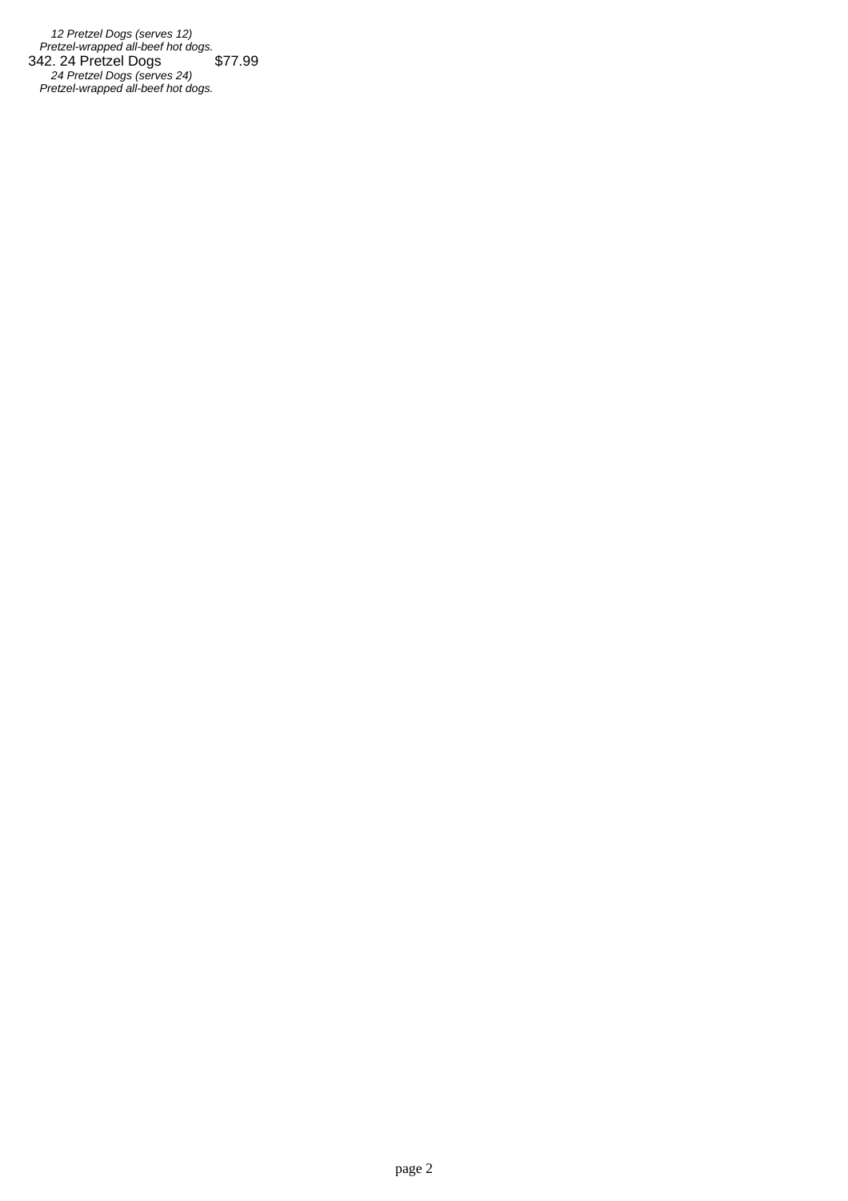*12 Pretzel Dogs (serves 12)*
*Pretzel-wrapped all-beef hot dogs.*

342. 24 Pretzel Dogs $77.99

*24 Pretzel Dogs (serves 24)*
*Pretzel-wrapped all-beef hot dogs.*